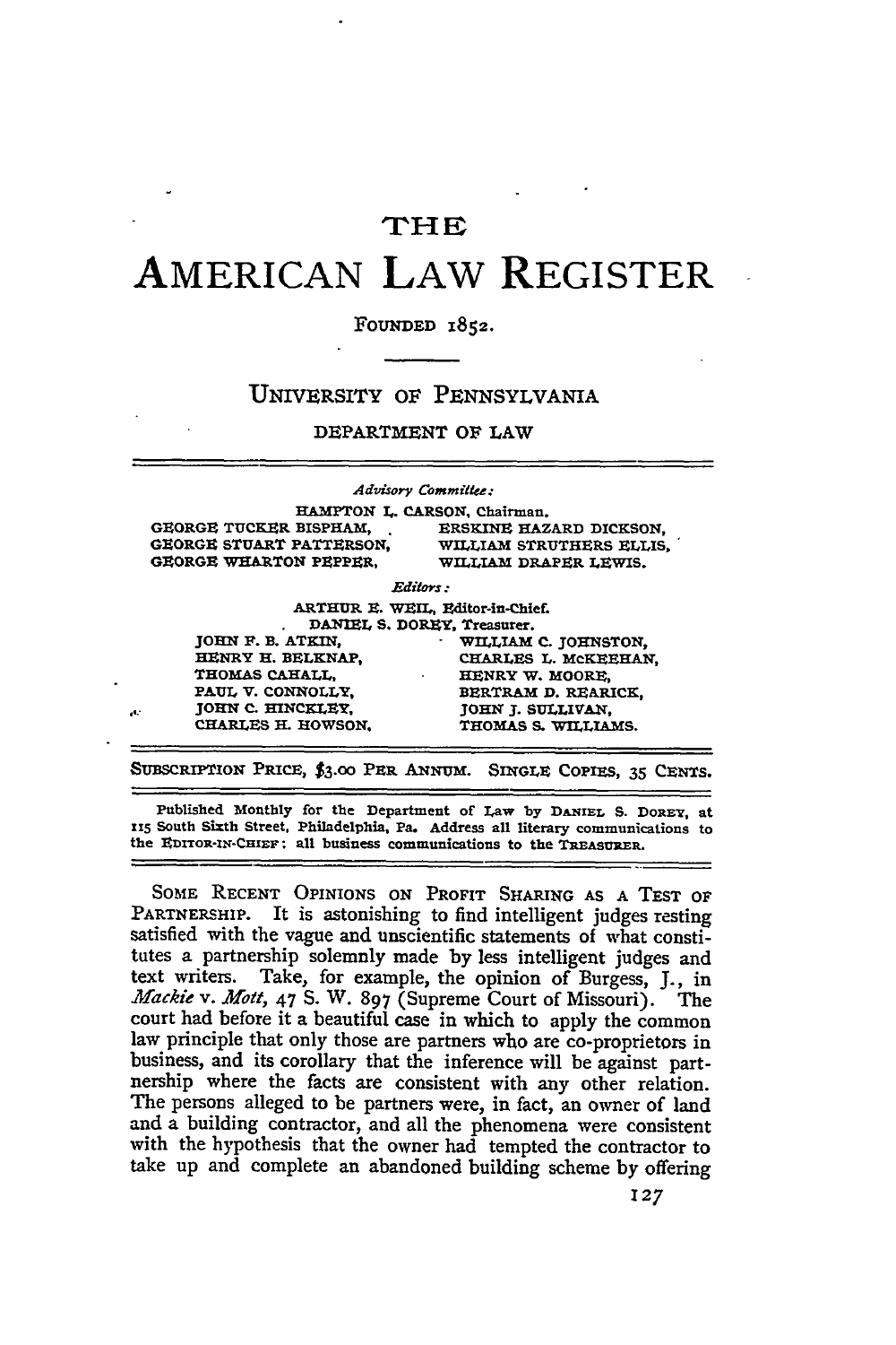# THE AMERICAN LAW REGISTER

FOUNDED 1852.

UNIVERSITY OF PENNSYLVANIA

DEPARTMENT OF LAW

*Advisory Committee:*

HAMPTON L. CARSON, Chairman.

GEORGE TUCKER BISPHAM, ERSKINE HAZARD DICKSON,
GEORGE STUART PATTERSON, WILLIAM STRUTHERS ELLIS,
GEORGE WHARTON PEPPER, WILLIAM DRAPER LEWIS.

*Editors:*

ARTHUR E. WEIL, Editor-in-Chief.
DANIEL S. DOREY, Treasurer.

JOHN F. B. ATKIN, WILLIAM C. JOHNSTON,
HENRY H. BELKNAP, CHARLES L. McKEEHAN,
THOMAS CAHALL, HENRY W. MOORE,
PAUL V. CONNOLLY, BERTRAM D. REARICK,
JOHN C. HINCKLEY, JOHN J. SULLIVAN,
CHARLES H. HOWSON, THOMAS S. WILLIAMS.

SUBSCRIPTION PRICE, $3.00 PER ANNUM. SINGLE COPIES, 35 CENTS.

Published Monthly for the Department of Law by DANIEL S. DOREY, at 115 South Sixth Street, Philadelphia, Pa. Address all literary communications to the EDITOR-IN-CHIEF; all business communications to the TREASURER.

---

SOME RECENT OPINIONS ON PROFIT SHARING AS A TEST OF PARTNERSHIP. It is astonishing to find intelligent judges resting satisfied with the vague and unscientific statements of what constitutes a partnership solemnly made by less intelligent judges and text writers. Take, for example, the opinion of Burgess, J., in *Mackie* v. *Mott*, 47 S. W. 897 (Supreme Court of Missouri). The court had before it a beautiful case in which to apply the common law principle that only those are partners who are co-proprietors in business, and its corollary that the inference will be against partnership where the facts are consistent with any other relation. The persons alleged to be partners were, in fact, an owner of land and a building contractor, and all the phenomena were consistent with the hypothesis that the owner had tempted the contractor to take up and complete an abandoned building scheme by offering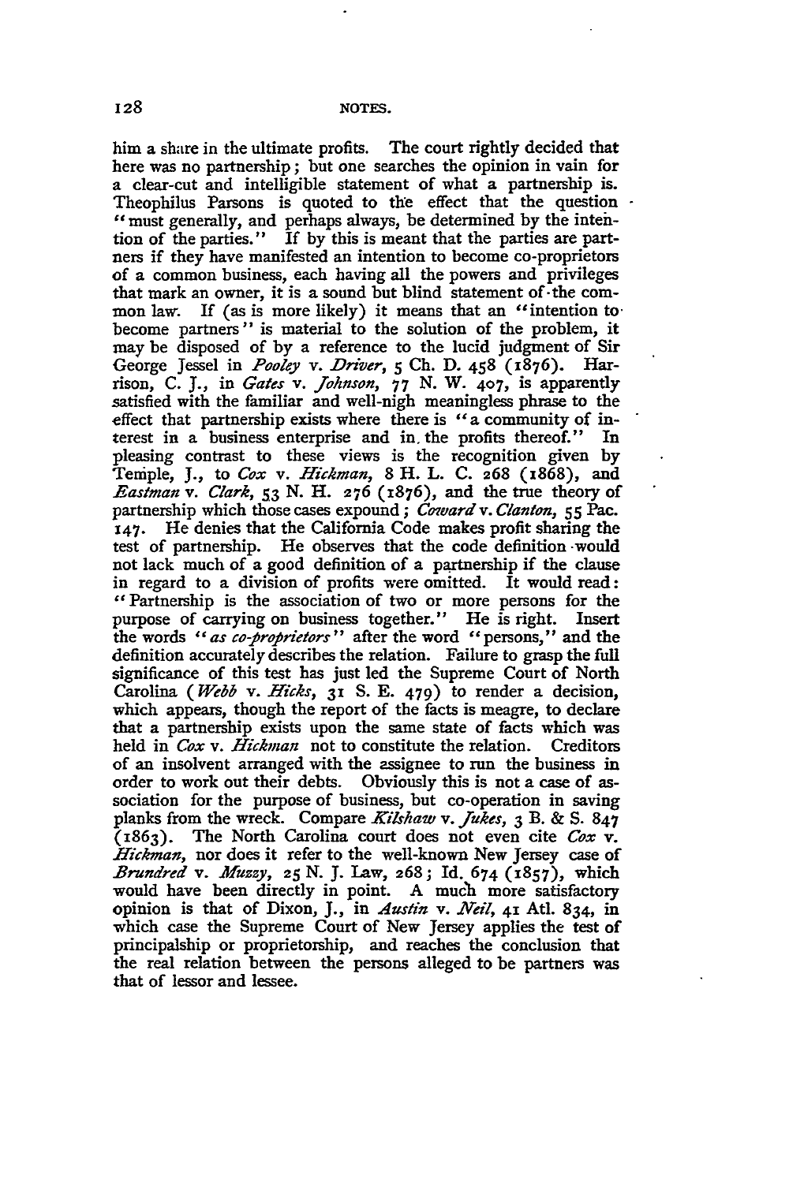him a share in the ultimate profits. The court rightly decided that here was no partnership; but one searches the opinion in vain for a clear-cut and intelligible statement of what a partnership is. Theophilus Parsons is quoted to the effect that the question "must generally, and perhaps always, be determined by the intention of the parties." If by this is meant that the parties are partners if they have manifested an intention to become co-proprietors of a common business, each having all the powers and privileges that mark an owner, it is a sound but blind statement of the common law. If (as is more likely) it means that an "intention to become partners" is material to the solution of the problem, it may be disposed of by a reference to the lucid judgment of Sir George Jessel in *Pooley* v. *Driver*, 5 Ch. D. 458 (1876). Harrison, C. J., in *Gates* v. *Johnson*, 77 N. W. 407, is apparently satisfied with the familiar and well-nigh meaningless phrase to the effect that partnership exists where there is "a community of interest in a business enterprise and in the profits thereof." In pleasing contrast to these views is the recognition given by Temple, J., to *Cox* v. *Hickman*, 8 H. L. C. 268 (1868), and *Eastman* v. *Clark*, 53 N. H. 276 (1876), and the true theory of partnership which those cases expound; *Coward* v. *Clanton*, 55 Pac. 147. He denies that the California Code makes profit sharing the test of partnership. He observes that the code definition would not lack much of a good definition of a partnership if the clause in regard to a division of profits were omitted. It would read: "Partnership is the association of two or more persons for the purpose of carrying on business together." He is right. Insert the words "*as co-proprietors*" after the word "persons," and the definition accurately describes the relation. Failure to grasp the full significance of this test has just led the Supreme Court of North Carolina (*Webb* v. *Hicks*, 31 S. E. 479) to render a decision, which appears, though the report of the facts is meagre, to declare that a partnership exists upon the same state of facts which was held in *Cox* v. *Hickman* not to constitute the relation. Creditors of an insolvent arranged with the assignee to run the business in order to work out their debts. Obviously this is not a case of association for the purpose of business, but co-operation in saving planks from the wreck. Compare *Kilshaw* v. *Jukes*, 3 B. & S. 847 (1863). The North Carolina court does not even cite *Cox* v. *Hickman*, nor does it refer to the well-known New Jersey case of *Brundred* v. *Muzzy*, 25 N. J. Law, 268; Id. 674 (1857), which would have been directly in point. A much more satisfactory opinion is that of Dixon, J., in *Austin* v. *Neil*, 41 Atl. 834, in which case the Supreme Court of New Jersey applies the test of principalship or proprietorship, and reaches the conclusion that the real relation between the persons alleged to be partners was that of lessor and lessee.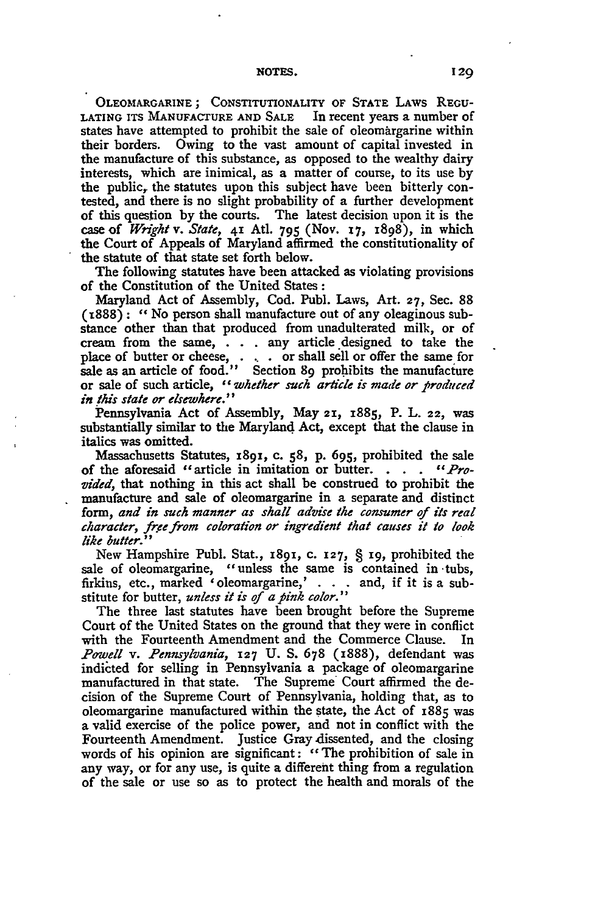OLEOMARGARINE; CONSTITUTIONALITY OF STATE LAWS REGULATING ITS MANUFACTURE AND SALE In recent years a number of states have attempted to prohibit the sale of oleomargarine within their borders. Owing to the vast amount of capital invested in the manufacture of this substance, as opposed to the wealthy dairy interests, which are inimical, as a matter of course, to its use by the public, the statutes upon this subject have been bitterly contested, and there is no slight probability of a further development of this question by the courts. The latest decision upon it is the case of *Wright* v. *State*, 41 Atl. 795 (Nov. 17, 1898), in which the Court of Appeals of Maryland affirmed the constitutionality of the statute of that state set forth below.

The following statutes have been attacked as violating provisions of the Constitution of the United States:

Maryland Act of Assembly, Cod. Publ. Laws, Art. 27, Sec. 88 (1888): "No person shall manufacture out of any oleaginous substance other than that produced from unadulterated milk, or of cream from the same, . . . any article designed to take the place of butter or cheese, . . . or shall sell or offer the same for sale as an article of food." Section 89 prohibits the manufacture or sale of such article, "*whether such article is made or produced in this state or elsewhere.*"

Pennsylvania Act of Assembly, May 21, 1885, P. L. 22, was substantially similar to the Maryland Act, except that the clause in italics was omitted.

Massachusetts Statutes, 1891, c. 58, p. 695, prohibited the sale of the aforesaid "article in imitation or butter. . . . "*Provided*, that nothing in this act shall be construed to prohibit the manufacture and sale of oleomargarine in a separate and distinct form, *and in such manner as shall advise the consumer of its real character, free from coloration or ingredient that causes it to look like butter.*"

New Hampshire Publ. Stat., 1891, c. 127, § 19, prohibited the sale of oleomargarine, "unless the same is contained in tubs, firkins, etc., marked 'oleomargarine,' . . . and, if it is a substitute for butter, *unless it is of a pink color.*"

The three last statutes have been brought before the Supreme Court of the United States on the ground that they were in conflict with the Fourteenth Amendment and the Commerce Clause. In *Powell* v. *Pennsylvania*, 127 U. S. 678 (1888), defendant was indicted for selling in Pennsylvania a package of oleomargarine manufactured in that state. The Supreme Court affirmed the decision of the Supreme Court of Pennsylvania, holding that, as to oleomargarine manufactured within the state, the Act of 1885 was a valid exercise of the police power, and not in conflict with the Fourteenth Amendment. Justice Gray dissented, and the closing words of his opinion are significant: "The prohibition of sale in any way, or for any use, is quite a different thing from a regulation of the sale or use so as to protect the health and morals of the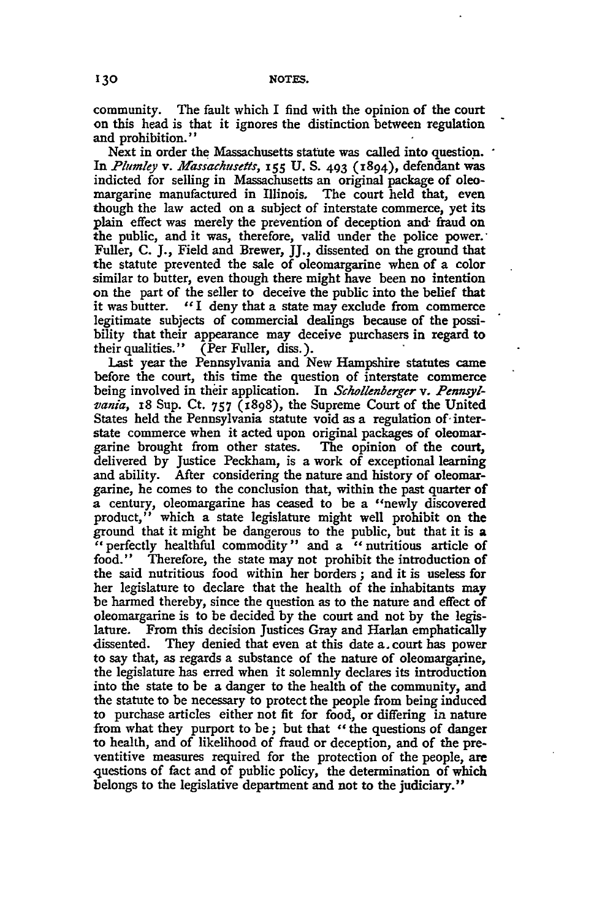community. The fault which I find with the opinion of the court on this head is that it ignores the distinction between regulation and prohibition."

Next in order the Massachusetts statute was called into question. In *Plumley* v. *Massachusetts*, 155 U. S. 493 (1894), defendant was indicted for selling in Massachusetts an original package of oleomargarine manufactured in Illinois. The court held that, even though the law acted on a subject of interstate commerce, yet its plain effect was merely the prevention of deception and fraud on the public, and it was, therefore, valid under the police power. Fuller, C. J., Field and Brewer, JJ., dissented on the ground that the statute prevented the sale of oleomargarine when of a color similar to butter, even though there might have been no intention on the part of the seller to deceive the public into the belief that it was butter. "I deny that a state may exclude from commerce legitimate subjects of commercial dealings because of the possibility that their appearance may deceive purchasers in regard to their qualities." (Per Fuller, diss.).

Last year the Pennsylvania and New Hampshire statutes came before the court, this time the question of interstate commerce being involved in their application. In *Schollenberger* v. *Pennsylvania*, 18 Sup. Ct. 757 (1898), the Supreme Court of the United States held the Pennsylvania statute void as a regulation of interstate commerce when it acted upon original packages of oleomargarine brought from other states. The opinion of the court, delivered by Justice Peckham, is a work of exceptional learning and ability. After considering the nature and history of oleomargarine, he comes to the conclusion that, within the past quarter of a century, oleomargarine has ceased to be a "newly discovered product," which a state legislature might well prohibit on the ground that it might be dangerous to the public, but that it is a "perfectly healthful commodity" and a "nutritious article of food." Therefore, the state may not prohibit the introduction of the said nutritious food within her borders; and it is useless for her legislature to declare that the health of the inhabitants may be harmed thereby, since the question as to the nature and effect of oleomargarine is to be decided by the court and not by the legislature. From this decision Justices Gray and Harlan emphatically dissented. They denied that even at this date a court has power to say that, as regards a substance of the nature of oleomargarine, the legislature has erred when it solemnly declares its introduction into the state to be a danger to the health of the community, and the statute to be necessary to protect the people from being induced to purchase articles either not fit for food, or differing in nature from what they purport to be; but that "the questions of danger to health, and of likelihood of fraud or deception, and of the preventive measures required for the protection of the people, are questions of fact and of public policy, the determination of which belongs to the legislative department and not to the judiciary."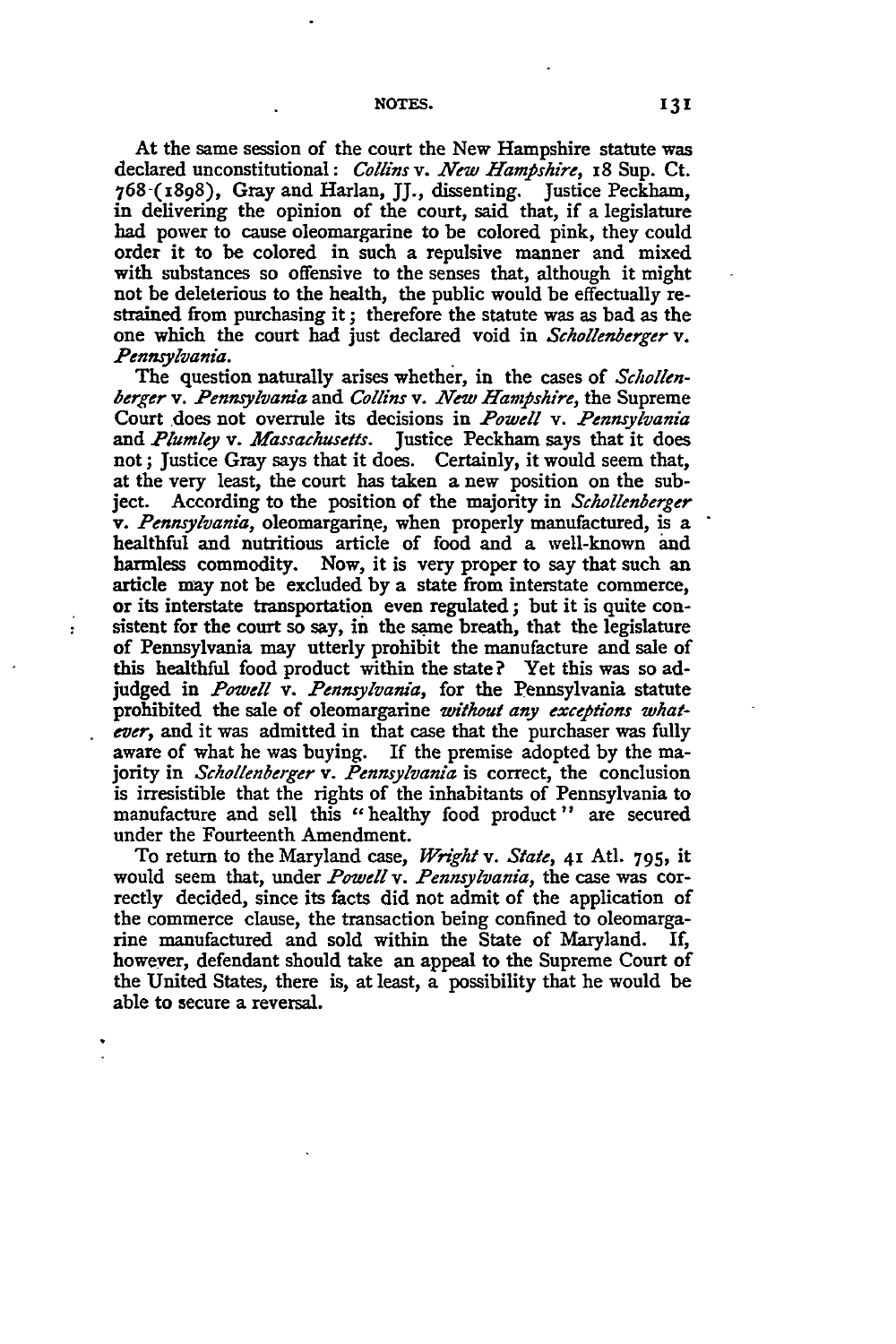At the same session of the court the New Hampshire statute was declared unconstitutional: *Collins* v. *New Hampshire*, 18 Sup. Ct. 768 (1898), Gray and Harlan, JJ., dissenting. Justice Peckham, in delivering the opinion of the court, said that, if a legislature had power to cause oleomargarine to be colored pink, they could order it to be colored in such a repulsive manner and mixed with substances so offensive to the senses that, although it might not be deleterious to the health, the public would be effectually restrained from purchasing it; therefore the statute was as bad as the one which the court had just declared void in *Schollenberger* v. *Pennsylvania*.

The question naturally arises whether, in the cases of *Schollenberger* v. *Pennsylvania* and *Collins* v. *New Hampshire*, the Supreme Court does not overrule its decisions in *Powell* v. *Pennsylvania* and *Plumley* v. *Massachusetts*. Justice Peckham says that it does not; Justice Gray says that it does. Certainly, it would seem that, at the very least, the court has taken a new position on the subject. According to the position of the majority in *Schollenberger* v. *Pennsylvania*, oleomargarine, when properly manufactured, is a healthful and nutritious article of food and a well-known and harmless commodity. Now, it is very proper to say that such an article may not be excluded by a state from interstate commerce, or its interstate transportation even regulated; but it is quite consistent for the court so say, in the same breath, that the legislature of Pennsylvania may utterly prohibit the manufacture and sale of this healthful food product within the state? Yet this was so adjudged in *Powell* v. *Pennsylvania*, for the Pennsylvania statute prohibited the sale of oleomargarine *without any exceptions whatever*, and it was admitted in that case that the purchaser was fully aware of what he was buying. If the premise adopted by the majority in *Schollenberger* v. *Pennsylvania* is correct, the conclusion is irresistible that the rights of the inhabitants of Pennsylvania to manufacture and sell this "healthy food product" are secured under the Fourteenth Amendment.

To return to the Maryland case, *Wright* v. *State*, 41 Atl. 795, it would seem that, under *Powell* v. *Pennsylvania*, the case was correctly decided, since its facts did not admit of the application of the commerce clause, the transaction being confined to oleomargarine manufactured and sold within the State of Maryland. If, however, defendant should take an appeal to the Supreme Court of the United States, there is, at least, a possibility that he would be able to secure a reversal.